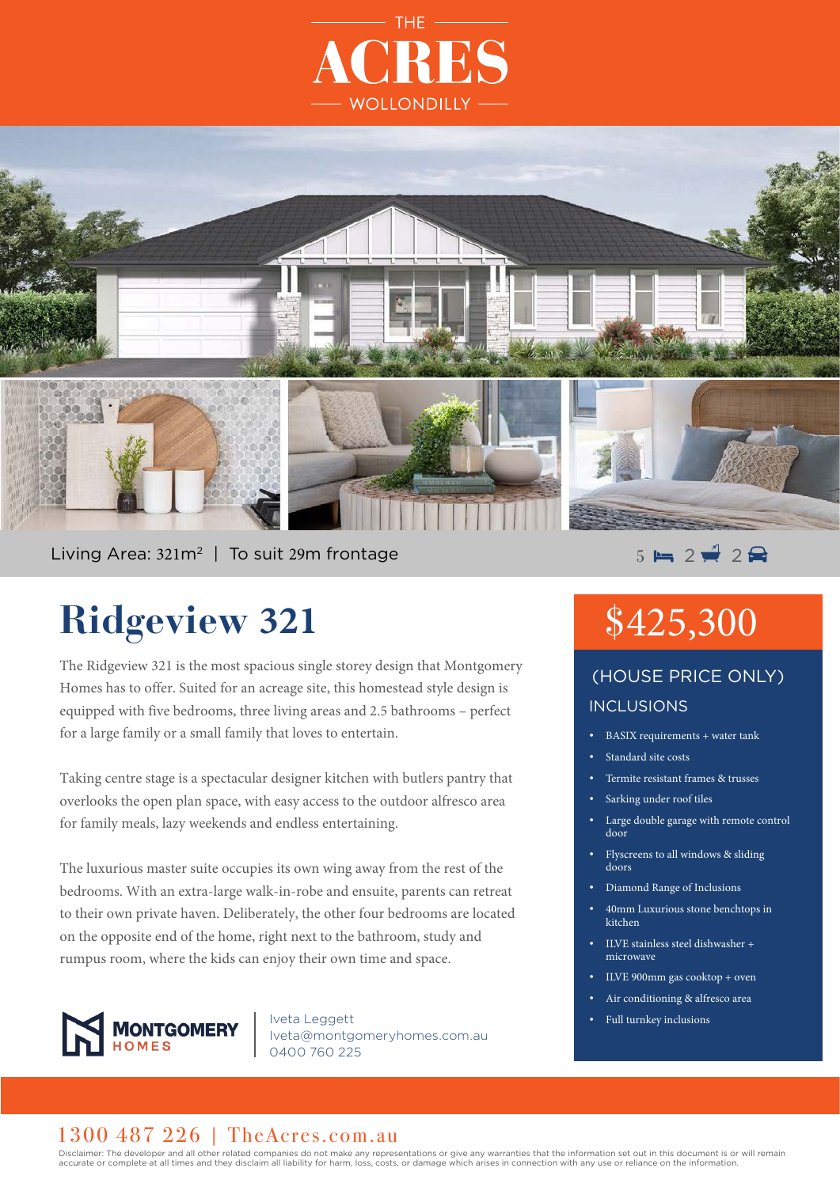THE

# ACRES

WOLLONDILLY

Living Area: 321m² | To suit 29m frontage

5 bedrooms | 2 bathrooms | 2 car spaces

# Ridgeview 321

The Ridgeview 321 is the most spacious single storey design that Montgomery Homes has to offer. Suited for an acreage site, this homestead style design is equipped with five bedrooms, three living areas and 2.5 bathrooms – perfect for a large family or a small family that loves to entertain.

Taking centre stage is a spectacular designer kitchen with butlers pantry that overlooks the open plan space, with easy access to the outdoor alfresco area for family meals, lazy weekends and endless entertaining.

The luxurious master suite occupies its own wing away from the rest of the bedrooms. With an extra-large walk-in-robe and ensuite, parents can retreat to their own private haven. Deliberately, the other four bedrooms are located on the opposite end of the home, right next to the bathroom, study and rumpus room, where the kids can enjoy their own time and space.

MONTGOMERY HOMES

Iveta Leggett
Iveta@montgomeryhomes.com.au
0400 760 225

## $425,300

(HOUSE PRICE ONLY)

### INCLUSIONS

- BASIX requirements + water tank
- Standard site costs
- Termite resistant frames & trusses
- Sarking under roof tiles
- Large double garage with remote control door
- Flyscreens to all windows & sliding doors
- Diamond Range of Inclusions
- 40mm Luxurious stone benchtops in kitchen
- ILVE stainless steel dishwasher + microwave
- ILVE 900mm gas cooktop + oven
- Air conditioning & alfresco area
- Full turnkey inclusions

1300 487 226 | TheAcres.com.au

Disclaimer: The developer and all other related companies do not make any representations or give any warranties that the information set out in this document is or will remain accurate or complete at all times and they disclaim all liability for harm, loss, costs, or damage which arises in connection with any use or reliance on the information.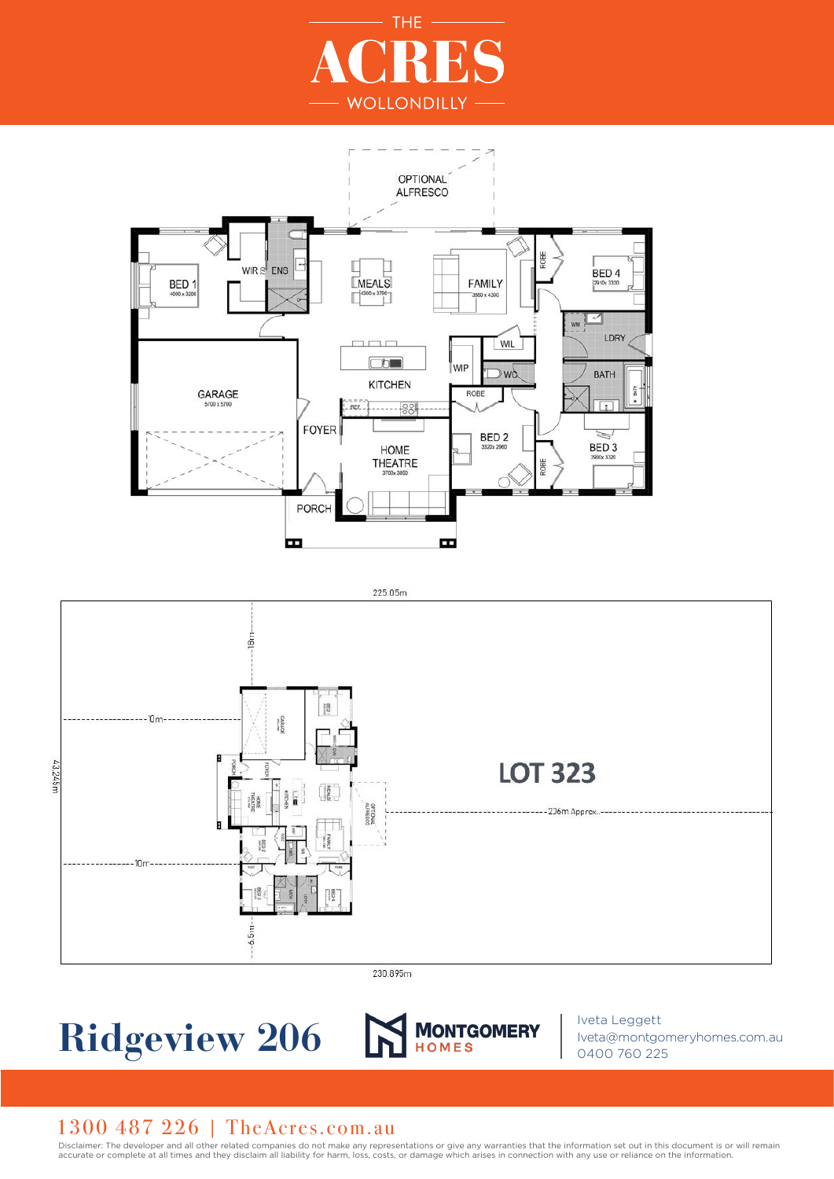# THE ACRES

WOLLONDILLY

OPTIONAL ALFRESCO

BED 1
4000 x 3200

WIR

ENS

MEALS
4360 x 3700

FAMILY
3860 x 4300

ROBE

BED 4
2910 x 3320

WM

LDRY

WIL

WIP

WC

BATH

BATH

KITCHEN

GARAGE
5700 x 5700

REF

FOYER

HOME THEATRE
3700 x 3850

ROBE

BED 2
3320 x 2960

BED 3
2900 x 3320

ROBE

PORCH

225.05m

18m

10m

10m

43.245m

LOT 323

236m Approx.

6.5m

230.895m

# Ridgeview 206

MONTGOMERY HOMES

Iveta Leggett
Iveta@montgomeryhomes.com.au
0400 760 225

1300 487 226 | TheAcres.com.au

Disclaimer: The developer and all other related companies do not make any representations or give any warranties that the information set out in this document is or will remain accurate or complete at all times and they disclaim all liability for harm, loss, costs, or damage which arises in connection with any use or reliance on the information.